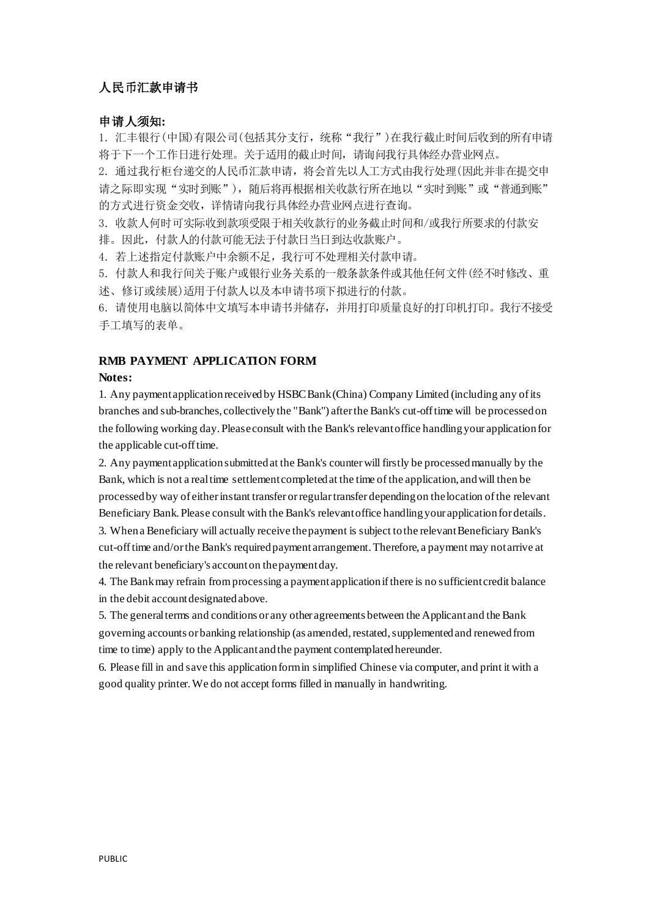## 人民币汇款申请书

**申请人须知:**

1. 汇丰银行(中国)有限公司(包括其分支行，统称“我行”)在我行截止时间后收到的所有申请将于下一个工作日进行处理。关于适用的截止时间，请询问我行具体经办营业网点。
2. 通过我行柜台递交的人民币汇款申请，将会首先以人工方式由我行处理(因此并非在提交申请之际即实现“实时到账”)，随后将再根据相关收款行所在地以“实时到账”或“普通到账”的方式进行资金交收，详情请向我行具体经办营业网点进行查询。
3. 收款人何时可实际收到款项受限于相关收款行的业务截止时间和/或我行所要求的付款安排。因此，付款人的付款可能无法于付款日当日到达收款账户。
4. 若上述指定付款账户中余额不足，我行可不处理相关付款申请。
5. 付款人和我行间关于账户或银行业务关系的一般条款条件或其他任何文件(经不时修改、重述、修订或续展)适用于付款人以及本申请书项下拟进行的付款。
6. 请使用电脑以简体中文填写本申请书并储存，并用打印质量良好的打印机打印。我行不接受手工填写的表单。

## RMB PAYMENT APPLICATION FORM

**Notes:**

1. Any payment application received by HSBC Bank (China) Company Limited (including any of its branches and sub-branches, collectively the "Bank") after the Bank's cut-off time will be processed on the following working day. Please consult with the Bank's relevant office handling your application for the applicable cut-off time.
2. Any payment application submitted at the Bank's counter will firstly be processed manually by the Bank, which is not a real time settlement completed at the time of the application, and will then be processed by way of either instant transfer or regular transfer depending on the location of the relevant Beneficiary Bank. Please consult with the Bank's relevant office handling your application for details.
3. When a Beneficiary will actually receive the payment is subject to the relevant Beneficiary Bank's cut-off time and/or the Bank's required payment arrangement. Therefore, a payment may not arrive at the relevant beneficiary's account on the payment day.
4. The Bank may refrain from processing a payment application if there is no sufficient credit balance in the debit account designated above.
5. The general terms and conditions or any other agreements between the Applicant and the Bank governing accounts or banking relationship (as amended, restated, supplemented and renewed from time to time) apply to the Applicant and the payment contemplated hereunder.
6. Please fill in and save this application form in simplified Chinese via computer, and print it with a good quality printer. We do not accept forms filled in manually in handwriting.

PUBLIC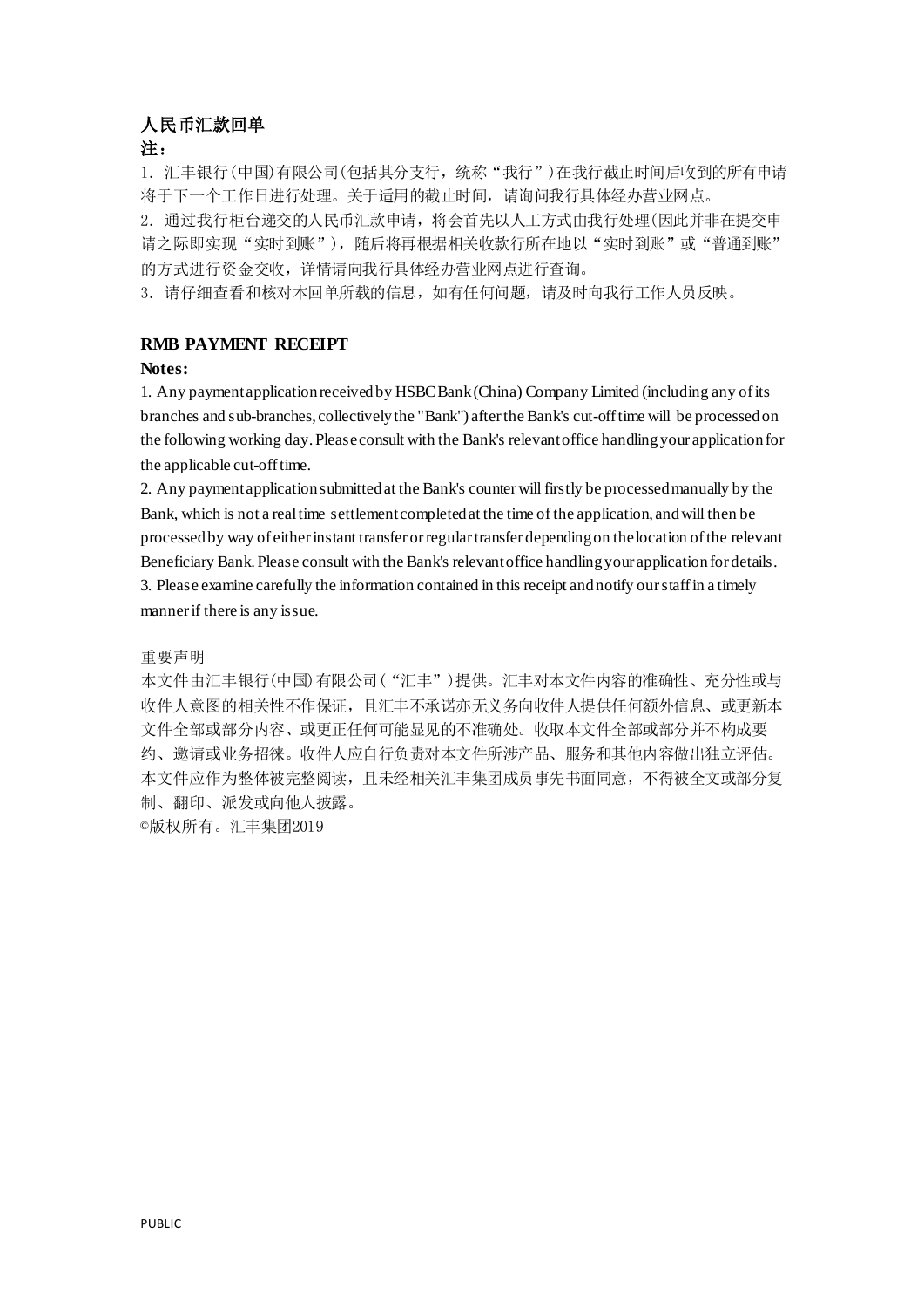## 人民币汇款回单

**注：**

1. 汇丰银行(中国)有限公司(包括其分支行，统称“我行”)在我行截止时间后收到的所有申请将于下一个工作日进行处理。关于适用的截止时间，请询问我行具体经办营业网点。
2. 通过我行柜台递交的人民币汇款申请，将会首先以人工方式由我行处理(因此并非在提交申请之际即实现“实时到账”)，随后将再根据相关收款行所在地以“实时到账”或“普通到账”的方式进行资金交收，详情请向我行具体经办营业网点进行查询。
3. 请仔细查看和核对本回单所载的信息，如有任何问题，请及时向我行工作人员反映。

## RMB PAYMENT RECEIPT

**Notes:**

1. Any payment application received by HSBC Bank (China) Company Limited (including any of its branches and sub-branches, collectively the "Bank") after the Bank's cut-off time will be processed on the following working day. Please consult with the Bank's relevant office handling your application for the applicable cut-off time.
2. Any payment application submitted at the Bank's counter will firstly be processed manually by the Bank, which is not a real time settlement completed at the time of the application, and will then be processed by way of either instant transfer or regular transfer depending on the location of the relevant Beneficiary Bank. Please consult with the Bank's relevant office handling your application for details.
3. Please examine carefully the information contained in this receipt and notify our staff in a timely manner if there is any issue.

重要声明

本文件由汇丰银行(中国)有限公司(“汇丰”)提供。汇丰对本文件内容的准确性、充分性或与收件人意图的相关性不作保证，且汇丰不承诺亦无义务向收件人提供任何额外信息、或更新本文件全部或部分内容、或更正任何可能显见的不准确处。收取本文件全部或部分并不构成要约、邀请或业务招徕。收件人应自行负责对本文件所涉产品、服务和其他内容做出独立评估。本文件应作为整体被完整阅读，且未经相关汇丰集团成员事先书面同意，不得被全文或部分复制、翻印、派发或向他人披露。

©版权所有。汇丰集团2019

PUBLIC